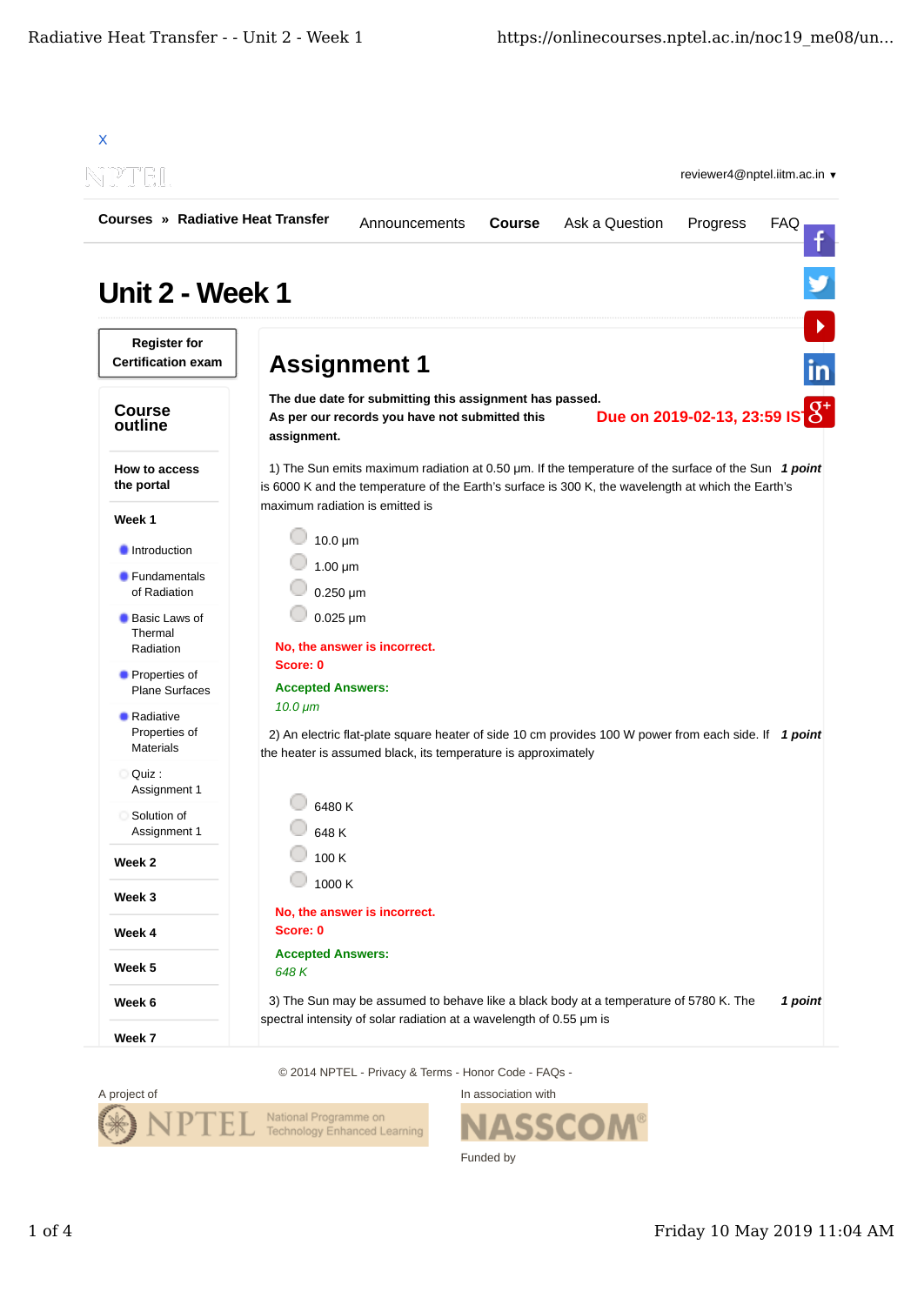X

reviewer4@nptel.iitm.ac.in ▾

Courses » Radiative Heat Transfer

Announcements Course Ask a Question Progress FAQ

# Unit 2 - Week 1

**Register for Certification exam**

## Course outline

**How to access the portal**

**Week 1**

- Introduction
- Fundamentals of Radiation
- Basic Laws of Thermal Radiation
- Properties of Plane Surfaces
- Radiative Properties of Materials
- Quiz : Assignment 1
- Solution of Assignment 1

**Week 2**

**Week 3**

**Week 4**

**Week 5**

**Week 6**

**Week 7**

## Assignment 1

**The due date for submitting this assignment has passed.**
**As per our records you have not submitted this assignment.**

**Due on 2019-02-13, 23:59 IST.**

1) The Sun emits maximum radiation at 0.50 µm. If the temperature of the surface of the Sun is 6000 K and the temperature of the Earth's surface is 300 K, the wavelength at which the Earth's maximum radiation is emitted is *1 point*

- 10.0 µm
- 1.00 µm
- 0.250 µm
- 0.025 µm

**No, the answer is incorrect.**
**Score: 0**

**Accepted Answers:**
*10.0 µm*

2) An electric flat-plate square heater of side 10 cm provides 100 W power from each side. If the heater is assumed black, its temperature is approximately *1 point*

- 6480 K
- 648 K
- 100 K
- 1000 K

**No, the answer is incorrect.**
**Score: 0**

**Accepted Answers:**
*648 K*

3) The Sun may be assumed to behave like a black body at a temperature of 5780 K. The spectral intensity of solar radiation at a wavelength of 0.55 µm is *1 point*

© 2014 NPTEL - Privacy & Terms - Honor Code - FAQs -

A project of

NPTEL National Programme on Technology Enhanced Learning

In association with

NASSCOM®

Funded by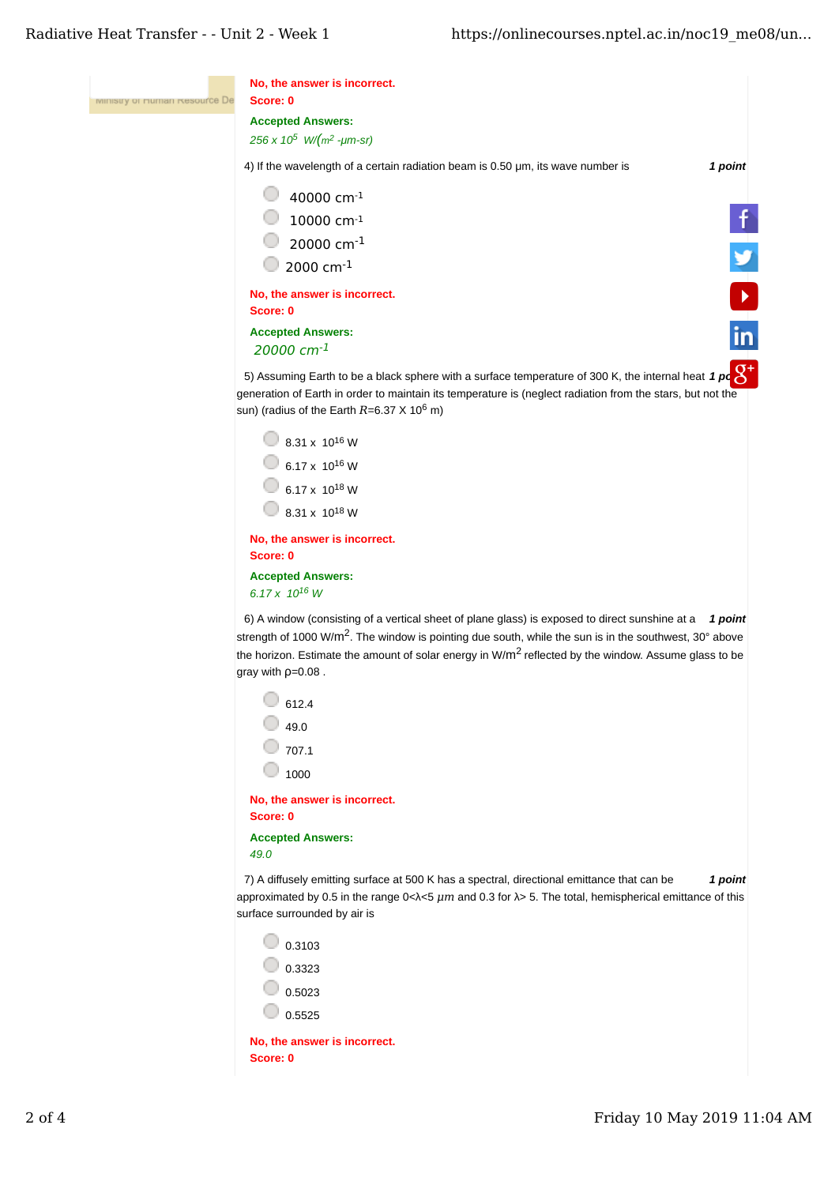No, the answer is incorrect.
Score: 0

**Accepted Answers:**
*256 x $10^5$ W/($m^2$ -μm-sr)*

4) If the wavelength of a certain radiation beam is 0.50 μm, its wave number is **1 point**

- 40000 $cm^{-1}$
- 10000 $cm^{-1}$
- 20000 $cm^{-1}$
- 2000 $cm^{-1}$

No, the answer is incorrect.
Score: 0

**Accepted Answers:**
*20000 $cm^{-1}$*

5) Assuming Earth to be a black sphere with a surface temperature of 300 K, the internal heat generation of Earth in order to maintain its temperature is (neglect radiation from the stars, but not the sun) (radius of the Earth $R$=6.37 X $10^6$ m) **1 point**

- 8.31 x $10^{16}$ W
- 6.17 x $10^{16}$ W
- 6.17 x $10^{18}$ W
- 8.31 x $10^{18}$ W

No, the answer is incorrect.
Score: 0

**Accepted Answers:**
*6.17 x $10^{16}$ W*

6) A window (consisting of a vertical sheet of plane glass) is exposed to direct sunshine at a strength of 1000 W/$m^2$. The window is pointing due south, while the sun is in the southwest, 30° above the horizon. Estimate the amount of solar energy in W/$m^2$ reflected by the window. Assume glass to be gray with ρ=0.08 . **1 point**

- 612.4
- 49.0
- 707.1
- 1000

No, the answer is incorrect.
Score: 0

**Accepted Answers:**
*49.0*

7) A diffusely emitting surface at 500 K has a spectral, directional emittance that can be approximated by 0.5 in the range 0<λ<5 $\mu m$ and 0.3 for λ> 5. The total, hemispherical emittance of this surface surrounded by air is **1 point**

- 0.3103
- 0.3323
- 0.5023
- 0.5525

No, the answer is incorrect.
Score: 0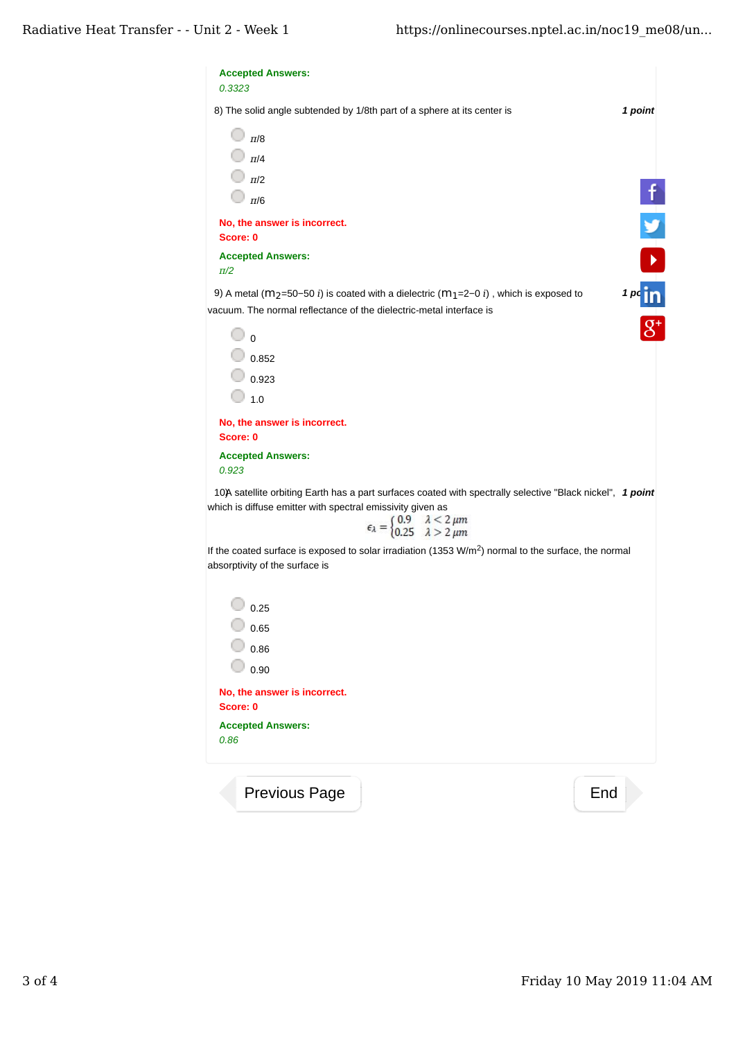**Accepted Answers:**
*0.3323*

8) The solid angle subtended by 1/8th part of a sphere at its center is **1 point**

- $\pi$/8
- $\pi$/4
- $\pi$/2
- $\pi$/6

**No, the answer is incorrect.**
**Score: 0**

**Accepted Answers:**
*$\pi$/2*

9) A metal ($m_2$=50−50 *i*) is coated with a dielectric ($m_1$=2−0 *i*) , which is exposed to vacuum. The normal reflectance of the dielectric-metal interface is **1 point**

- 0
- 0.852
- 0.923
- 1.0

**No, the answer is incorrect.**
**Score: 0**

**Accepted Answers:**
*0.923*

10) A satellite orbiting Earth has a part surfaces coated with spectrally selective "Black nickel", which is diffuse emitter with spectral emissivity given as **1 point**

$$\epsilon_\lambda = \begin{cases} 0.9 & \lambda < 2\,\mu m \\ 0.25 & \lambda > 2\,\mu m \end{cases}$$

If the coated surface is exposed to solar irradiation (1353 W/m$^2$) normal to the surface, the normal absorptivity of the surface is

- 0.25
- 0.65
- 0.86
- 0.90

**No, the answer is incorrect.**
**Score: 0**

**Accepted Answers:**
*0.86*

Previous Page | End